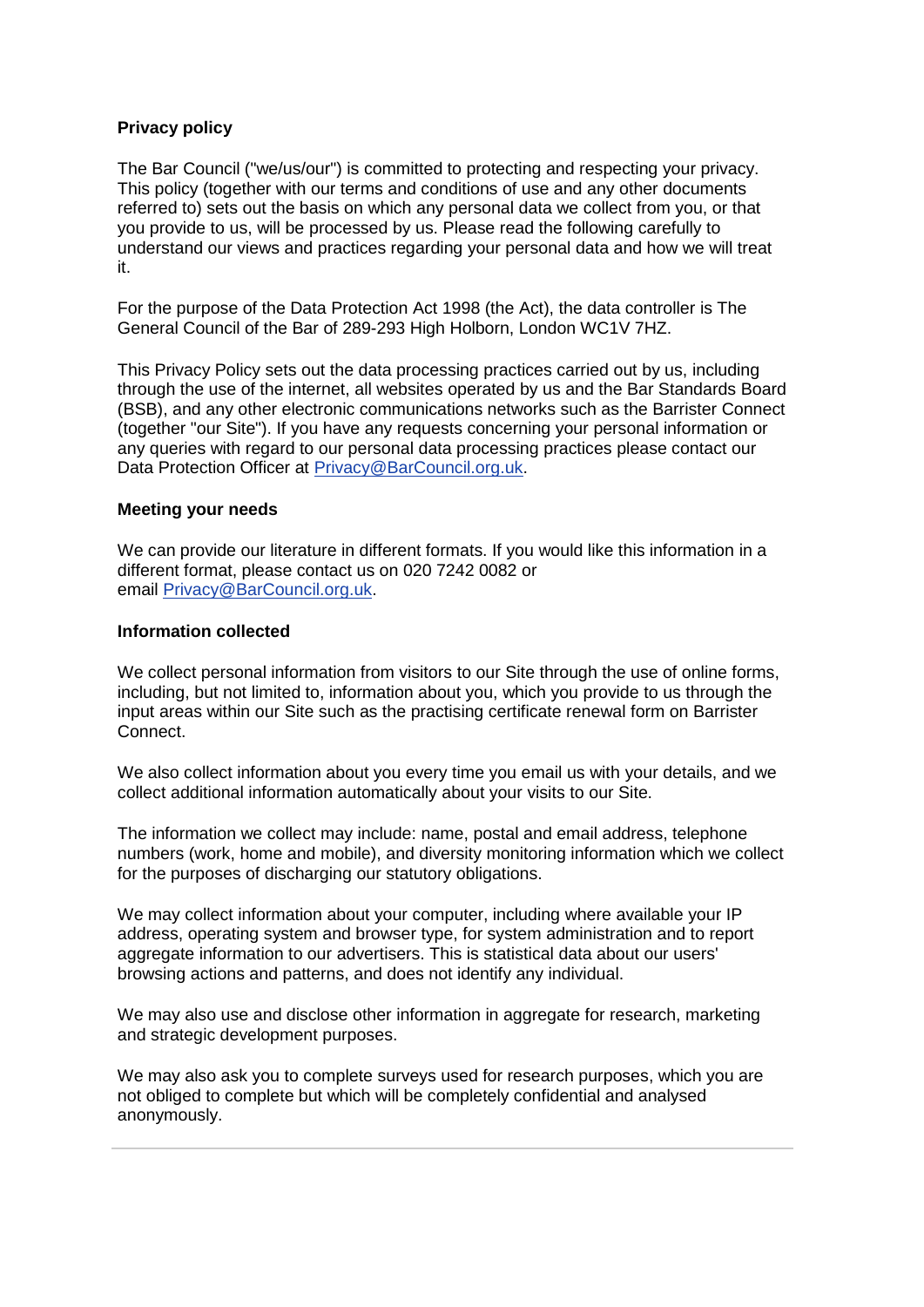**Privacy policy**

The Bar Council ("we/us/our") is committed to protecting and respecting your privacy. This policy (together with our terms and conditions of use and any other documents referred to) sets out the basis on which any personal data we collect from you, or that you provide to us, will be processed by us. Please read the following carefully to understand our views and practices regarding your personal data and how we will treat it.

For the purpose of the Data Protection Act 1998 (the Act), the data controller is The General Council of the Bar of 289-293 High Holborn, London WC1V 7HZ.

This Privacy Policy sets out the data processing practices carried out by us, including through the use of the internet, all websites operated by us and the Bar Standards Board (BSB), and any other electronic communications networks such as the Barrister Connect (together "our Site"). If you have any requests concerning your personal information or any queries with regard to our personal data processing practices please contact our Data Protection Officer at Privacy@BarCouncil.org.uk.

**Meeting your needs**

We can provide our literature in different formats. If you would like this information in a different format, please contact us on 020 7242 0082 or email Privacy@BarCouncil.org.uk.

**Information collected**

We collect personal information from visitors to our Site through the use of online forms, including, but not limited to, information about you, which you provide to us through the input areas within our Site such as the practising certificate renewal form on Barrister Connect.

We also collect information about you every time you email us with your details, and we collect additional information automatically about your visits to our Site.

The information we collect may include: name, postal and email address, telephone numbers (work, home and mobile), and diversity monitoring information which we collect for the purposes of discharging our statutory obligations.

We may collect information about your computer, including where available your IP address, operating system and browser type, for system administration and to report aggregate information to our advertisers. This is statistical data about our users' browsing actions and patterns, and does not identify any individual.

We may also use and disclose other information in aggregate for research, marketing and strategic development purposes.

We may also ask you to complete surveys used for research purposes, which you are not obliged to complete but which will be completely confidential and analysed anonymously.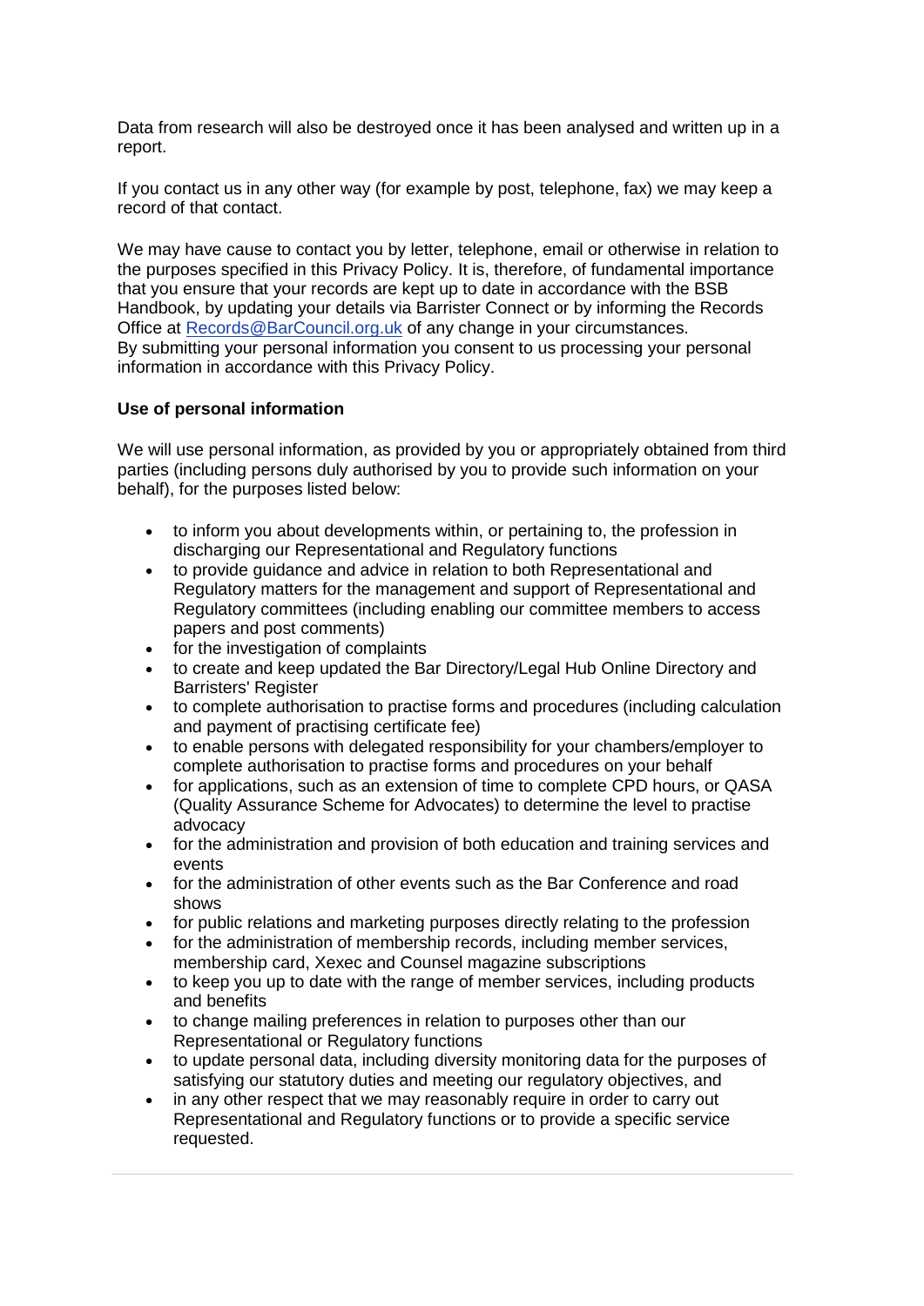Data from research will also be destroyed once it has been analysed and written up in a report.

If you contact us in any other way (for example by post, telephone, fax) we may keep a record of that contact.

We may have cause to contact you by letter, telephone, email or otherwise in relation to the purposes specified in this Privacy Policy. It is, therefore, of fundamental importance that you ensure that your records are kept up to date in accordance with the BSB Handbook, by updating your details via Barrister Connect or by informing the Records Office at [Records@BarCouncil.org.uk](mailto:Records@BarCouncil.org.uk) of any change in your circumstances. By submitting your personal information you consent to us processing your personal information in accordance with this Privacy Policy.

**Use of personal information**

We will use personal information, as provided by you or appropriately obtained from third parties (including persons duly authorised by you to provide such information on your behalf), for the purposes listed below:

- to inform you about developments within, or pertaining to, the profession in discharging our Representational and Regulatory functions
- to provide guidance and advice in relation to both Representational and Regulatory matters for the management and support of Representational and Regulatory committees (including enabling our committee members to access papers and post comments)
- for the investigation of complaints
- to create and keep updated the Bar Directory/Legal Hub Online Directory and Barristers' Register
- to complete authorisation to practise forms and procedures (including calculation and payment of practising certificate fee)
- to enable persons with delegated responsibility for your chambers/employer to complete authorisation to practise forms and procedures on your behalf
- for applications, such as an extension of time to complete CPD hours, or QASA (Quality Assurance Scheme for Advocates) to determine the level to practise advocacy
- for the administration and provision of both education and training services and events
- for the administration of other events such as the Bar Conference and road shows
- for public relations and marketing purposes directly relating to the profession
- for the administration of membership records, including member services, membership card, Xexec and Counsel magazine subscriptions
- to keep you up to date with the range of member services, including products and benefits
- to change mailing preferences in relation to purposes other than our Representational or Regulatory functions
- to update personal data, including diversity monitoring data for the purposes of satisfying our statutory duties and meeting our regulatory objectives, and
- in any other respect that we may reasonably require in order to carry out Representational and Regulatory functions or to provide a specific service requested.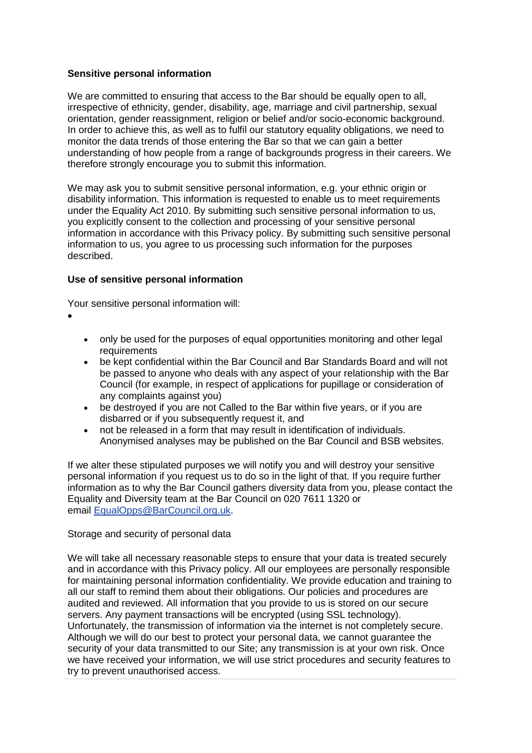**Sensitive personal information**

We are committed to ensuring that access to the Bar should be equally open to all, irrespective of ethnicity, gender, disability, age, marriage and civil partnership, sexual orientation, gender reassignment, religion or belief and/or socio-economic background. In order to achieve this, as well as to fulfil our statutory equality obligations, we need to monitor the data trends of those entering the Bar so that we can gain a better understanding of how people from a range of backgrounds progress in their careers. We therefore strongly encourage you to submit this information.

We may ask you to submit sensitive personal information, e.g. your ethnic origin or disability information. This information is requested to enable us to meet requirements under the Equality Act 2010. By submitting such sensitive personal information to us, you explicitly consent to the collection and processing of your sensitive personal information in accordance with this Privacy policy. By submitting such sensitive personal information to us, you agree to us processing such information for the purposes described.

**Use of sensitive personal information**

Your sensitive personal information will:

- only be used for the purposes of equal opportunities monitoring and other legal requirements
- be kept confidential within the Bar Council and Bar Standards Board and will not be passed to anyone who deals with any aspect of your relationship with the Bar Council (for example, in respect of applications for pupillage or consideration of any complaints against you)
- be destroyed if you are not Called to the Bar within five years, or if you are disbarred or if you subsequently request it, and
- not be released in a form that may result in identification of individuals. Anonymised analyses may be published on the Bar Council and BSB websites.

If we alter these stipulated purposes we will notify you and will destroy your sensitive personal information if you request us to do so in the light of that. If you require further information as to why the Bar Council gathers diversity data from you, please contact the Equality and Diversity team at the Bar Council on 020 7611 1320 or email [EqualOpps@BarCouncil.org.uk](mailto:EqualOpps@BarCouncil.org.uk).

Storage and security of personal data

We will take all necessary reasonable steps to ensure that your data is treated securely and in accordance with this Privacy policy. All our employees are personally responsible for maintaining personal information confidentiality. We provide education and training to all our staff to remind them about their obligations. Our policies and procedures are audited and reviewed. All information that you provide to us is stored on our secure servers. Any payment transactions will be encrypted (using SSL technology). Unfortunately, the transmission of information via the internet is not completely secure. Although we will do our best to protect your personal data, we cannot guarantee the security of your data transmitted to our Site; any transmission is at your own risk. Once we have received your information, we will use strict procedures and security features to try to prevent unauthorised access.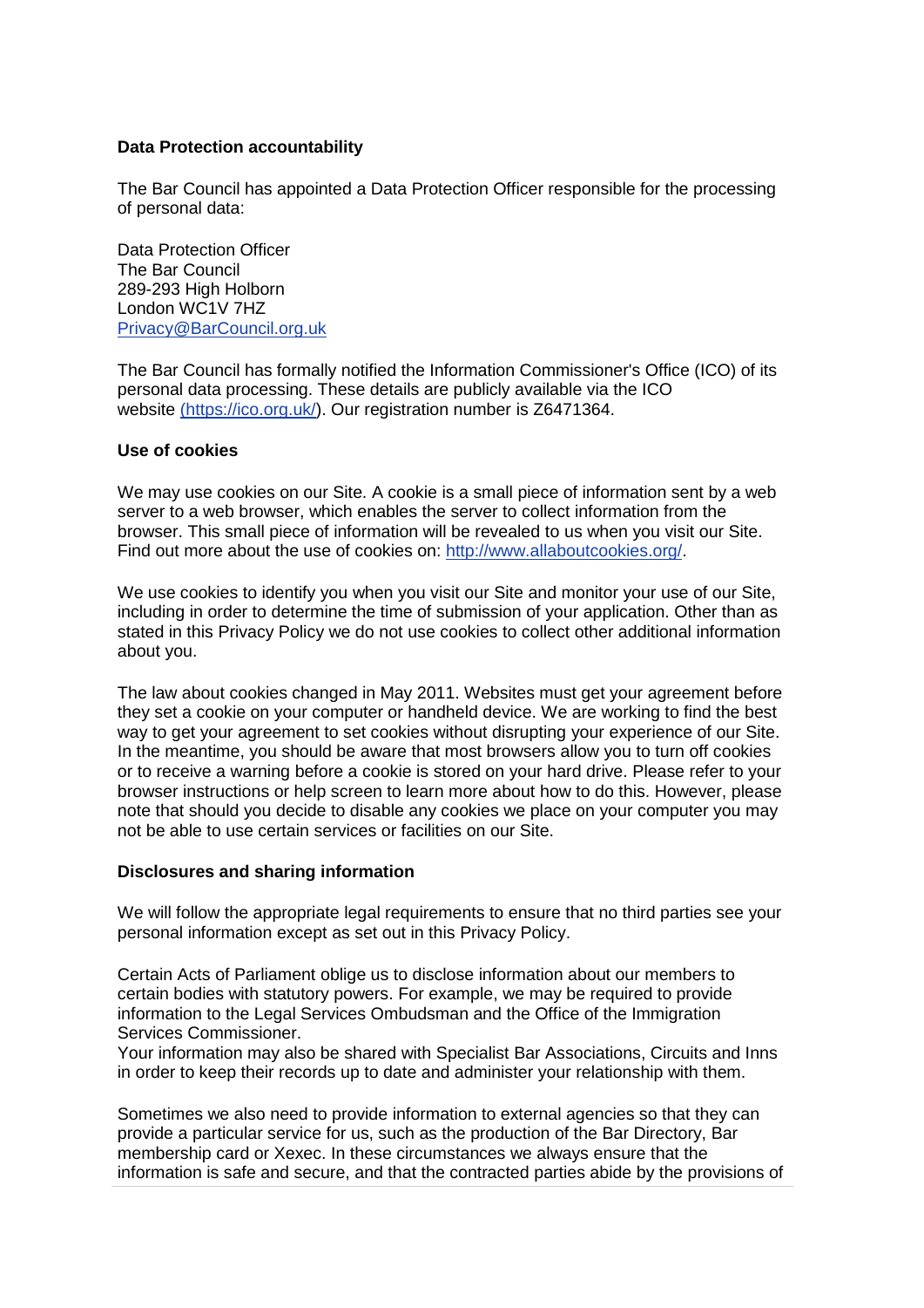**Data Protection accountability**

The Bar Council has appointed a Data Protection Officer responsible for the processing of personal data:

Data Protection Officer  
The Bar Council  
289-293 High Holborn  
London WC1V 7HZ  
[Privacy@BarCouncil.org.uk](mailto:Privacy@BarCouncil.org.uk)

The Bar Council has formally notified the Information Commissioner's Office (ICO) of its personal data processing. These details are publicly available via the ICO website [(https://ico.org.uk/)](https://ico.org.uk/). Our registration number is Z6471364.

**Use of cookies**

We may use cookies on our Site. A cookie is a small piece of information sent by a web server to a web browser, which enables the server to collect information from the browser. This small piece of information will be revealed to us when you visit our Site. Find out more about the use of cookies on: [http://www.allaboutcookies.org/](http://www.allaboutcookies.org/).

We use cookies to identify you when you visit our Site and monitor your use of our Site, including in order to determine the time of submission of your application. Other than as stated in this Privacy Policy we do not use cookies to collect other additional information about you.

The law about cookies changed in May 2011. Websites must get your agreement before they set a cookie on your computer or handheld device. We are working to find the best way to get your agreement to set cookies without disrupting your experience of our Site. In the meantime, you should be aware that most browsers allow you to turn off cookies or to receive a warning before a cookie is stored on your hard drive. Please refer to your browser instructions or help screen to learn more about how to do this. However, please note that should you decide to disable any cookies we place on your computer you may not be able to use certain services or facilities on our Site.

**Disclosures and sharing information**

We will follow the appropriate legal requirements to ensure that no third parties see your personal information except as set out in this Privacy Policy.

Certain Acts of Parliament oblige us to disclose information about our members to certain bodies with statutory powers. For example, we may be required to provide information to the Legal Services Ombudsman and the Office of the Immigration Services Commissioner.
Your information may also be shared with Specialist Bar Associations, Circuits and Inns in order to keep their records up to date and administer your relationship with them.

Sometimes we also need to provide information to external agencies so that they can provide a particular service for us, such as the production of the Bar Directory, Bar membership card or Xexec. In these circumstances we always ensure that the information is safe and secure, and that the contracted parties abide by the provisions of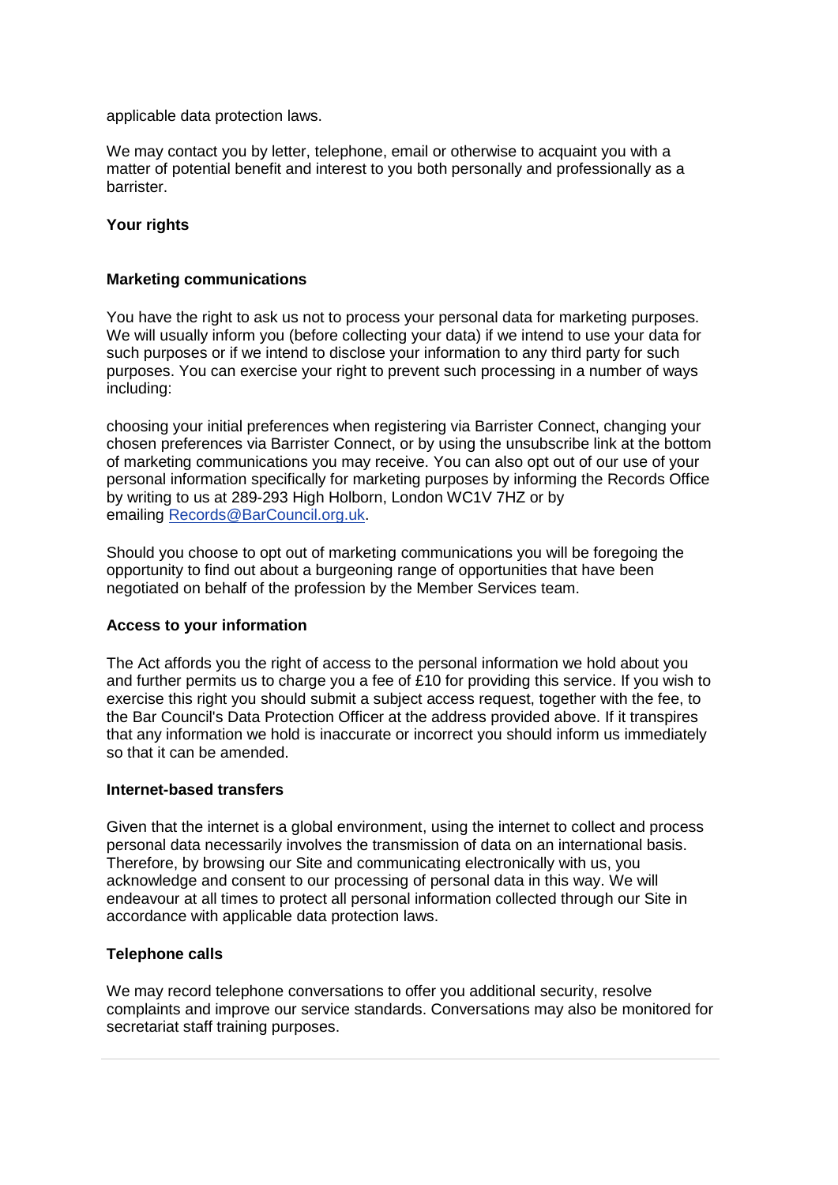applicable data protection laws.

We may contact you by letter, telephone, email or otherwise to acquaint you with a matter of potential benefit and interest to you both personally and professionally as a barrister.

### Your rights

#### Marketing communications

You have the right to ask us not to process your personal data for marketing purposes. We will usually inform you (before collecting your data) if we intend to use your data for such purposes or if we intend to disclose your information to any third party for such purposes. You can exercise your right to prevent such processing in a number of ways including:

choosing your initial preferences when registering via Barrister Connect, changing your chosen preferences via Barrister Connect, or by using the unsubscribe link at the bottom of marketing communications you may receive. You can also opt out of our use of your personal information specifically for marketing purposes by informing the Records Office by writing to us at 289-293 High Holborn, London WC1V 7HZ or by emailing [Records@BarCouncil.org.uk](mailto:Records@BarCouncil.org.uk).

Should you choose to opt out of marketing communications you will be foregoing the opportunity to find out about a burgeoning range of opportunities that have been negotiated on behalf of the profession by the Member Services team.

#### Access to your information

The Act affords you the right of access to the personal information we hold about you and further permits us to charge you a fee of £10 for providing this service. If you wish to exercise this right you should submit a subject access request, together with the fee, to the Bar Council's Data Protection Officer at the address provided above. If it transpires that any information we hold is inaccurate or incorrect you should inform us immediately so that it can be amended.

#### Internet-based transfers

Given that the internet is a global environment, using the internet to collect and process personal data necessarily involves the transmission of data on an international basis. Therefore, by browsing our Site and communicating electronically with us, you acknowledge and consent to our processing of personal data in this way. We will endeavour at all times to protect all personal information collected through our Site in accordance with applicable data protection laws.

#### Telephone calls

We may record telephone conversations to offer you additional security, resolve complaints and improve our service standards. Conversations may also be monitored for secretariat staff training purposes.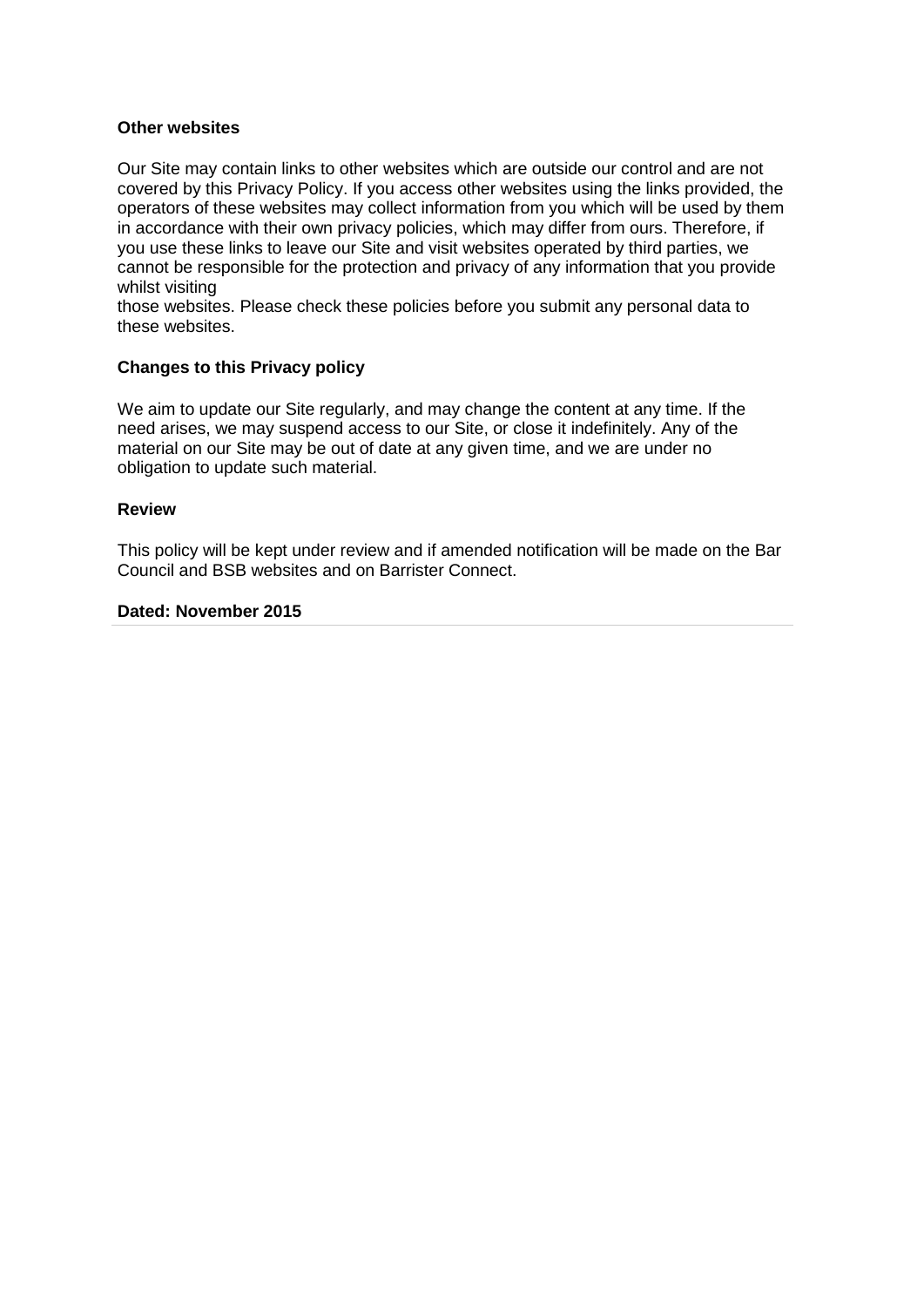**Other websites**

Our Site may contain links to other websites which are outside our control and are not covered by this Privacy Policy. If you access other websites using the links provided, the operators of these websites may collect information from you which will be used by them in accordance with their own privacy policies, which may differ from ours. Therefore, if you use these links to leave our Site and visit websites operated by third parties, we cannot be responsible for the protection and privacy of any information that you provide whilst visiting
those websites. Please check these policies before you submit any personal data to these websites.

**Changes to this Privacy policy**

We aim to update our Site regularly, and may change the content at any time. If the need arises, we may suspend access to our Site, or close it indefinitely. Any of the material on our Site may be out of date at any given time, and we are under no obligation to update such material.

**Review**

This policy will be kept under review and if amended notification will be made on the Bar Council and BSB websites and on Barrister Connect.

**Dated: November 2015**